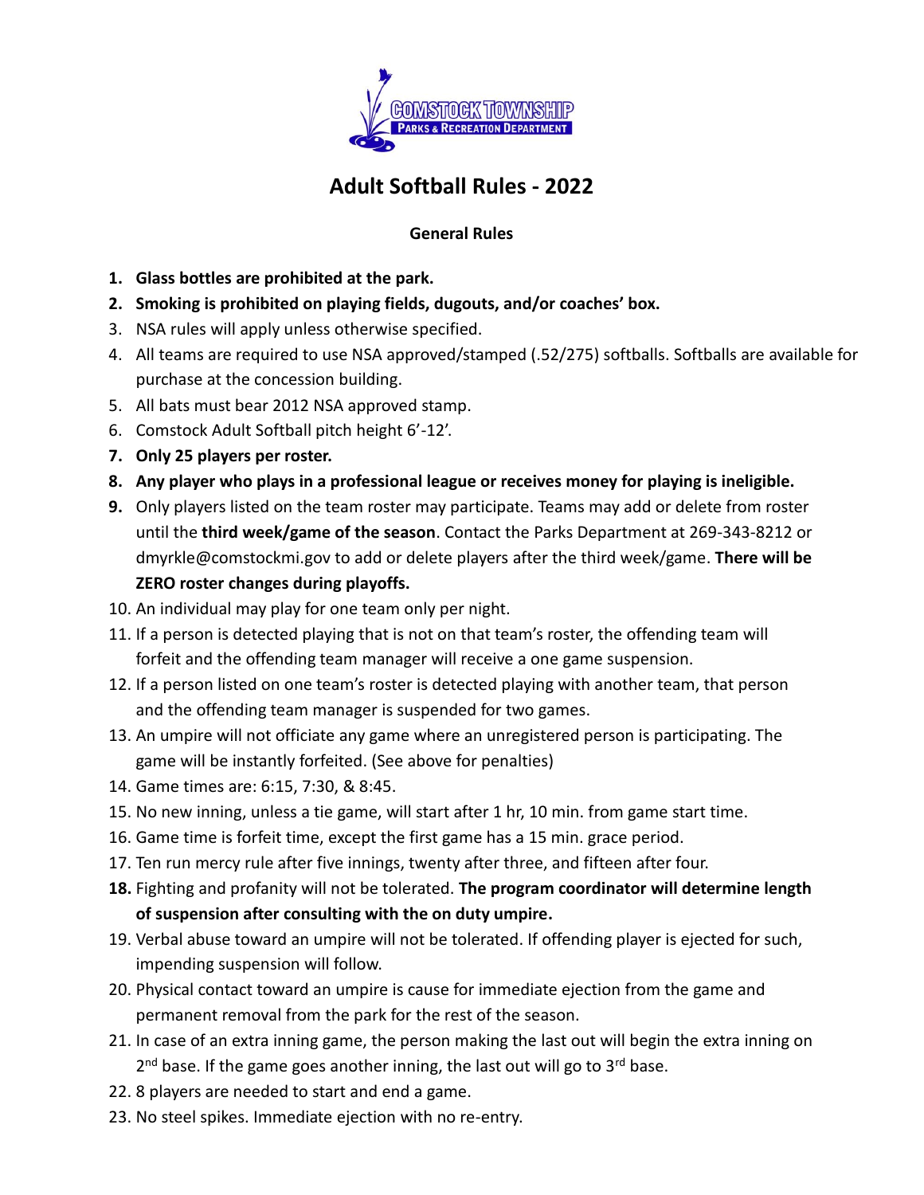# Adult Softball Rules - 2022

### General Rules

1. **Glass bottles are prohibited at the park.**
2. **Smoking is prohibited on playing fields, dugouts, and/or coaches' box.**
3. NSA rules will apply unless otherwise specified.
4. All teams are required to use NSA approved/stamped (.52/275) softballs. Softballs are available for purchase at the concession building.
5. All bats must bear 2012 NSA approved stamp.
6. Comstock Adult Softball pitch height 6'-12'.
7. **Only 25 players per roster.**
8. **Any player who plays in a professional league or receives money for playing is ineligible.**
9. Only players listed on the team roster may participate. Teams may add or delete from roster until the **third week/game of the season**. Contact the Parks Department at 269-343-8212 or dmyrkle@comstockmi.gov to add or delete players after the third week/game. **There will be ZERO roster changes during playoffs.**
10. An individual may play for one team only per night.
11. If a person is detected playing that is not on that team's roster, the offending team will forfeit and the offending team manager will receive a one game suspension.
12. If a person listed on one team's roster is detected playing with another team, that person and the offending team manager is suspended for two games.
13. An umpire will not officiate any game where an unregistered person is participating. The game will be instantly forfeited. (See above for penalties)
14. Game times are: 6:15, 7:30, & 8:45.
15. No new inning, unless a tie game, will start after 1 hr, 10 min. from game start time.
16. Game time is forfeit time, except the first game has a 15 min. grace period.
17. Ten run mercy rule after five innings, twenty after three, and fifteen after four.
18. Fighting and profanity will not be tolerated. **The program coordinator will determine length of suspension after consulting with the on duty umpire.**
19. Verbal abuse toward an umpire will not be tolerated. If offending player is ejected for such, impending suspension will follow.
20. Physical contact toward an umpire is cause for immediate ejection from the game and permanent removal from the park for the rest of the season.
21. In case of an extra inning game, the person making the last out will begin the extra inning on 2nd base. If the game goes another inning, the last out will go to 3rd base.
22. 8 players are needed to start and end a game.
23. No steel spikes. Immediate ejection with no re-entry.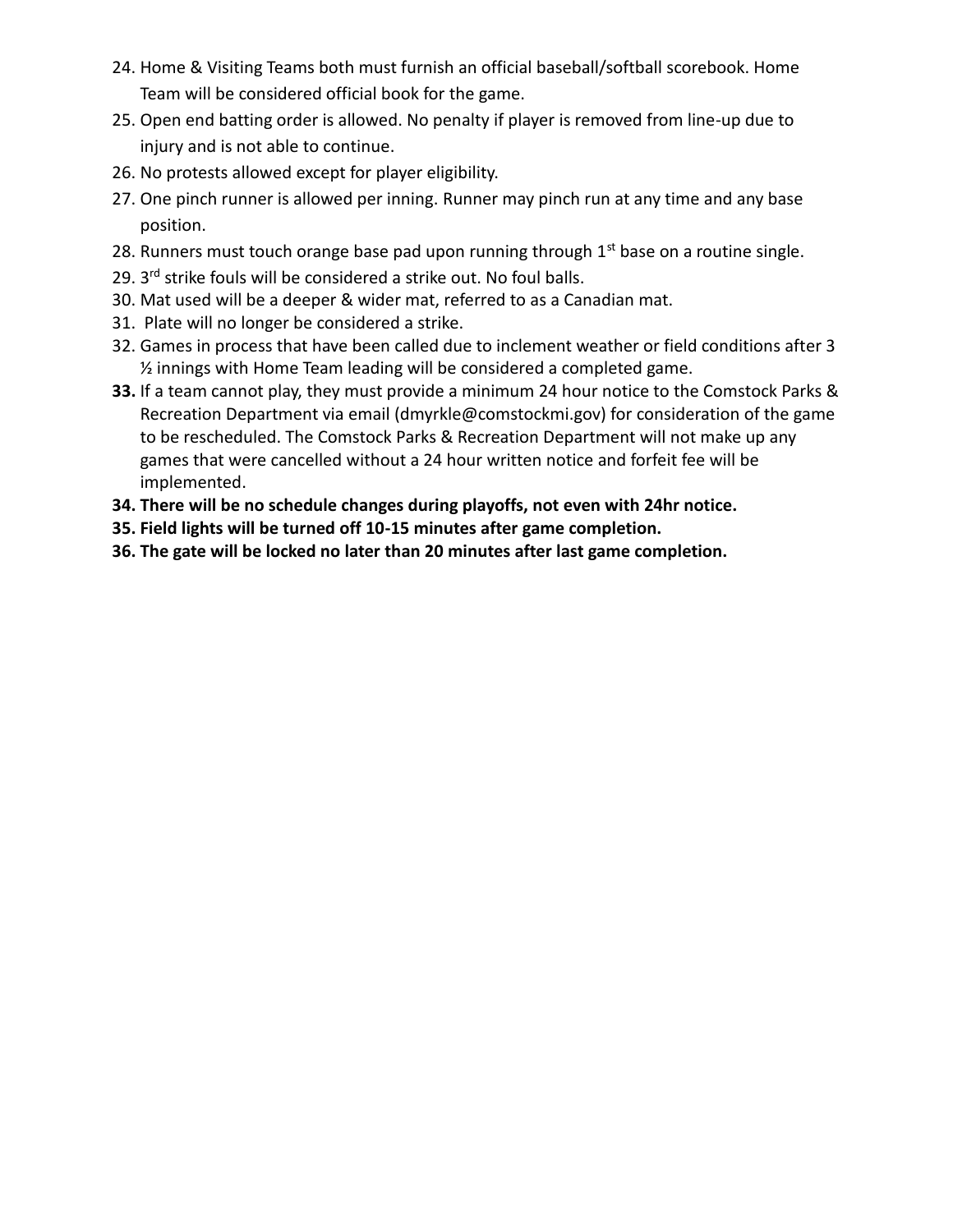24. Home & Visiting Teams both must furnish an official baseball/softball scorebook. Home Team will be considered official book for the game.
25. Open end batting order is allowed. No penalty if player is removed from line-up due to injury and is not able to continue.
26. No protests allowed except for player eligibility.
27. One pinch runner is allowed per inning. Runner may pinch run at any time and any base position.
28. Runners must touch orange base pad upon running through 1st base on a routine single.
29. 3rd strike fouls will be considered a strike out. No foul balls.
30. Mat used will be a deeper & wider mat, referred to as a Canadian mat.
31. Plate will no longer be considered a strike.
32. Games in process that have been called due to inclement weather or field conditions after 3 ½ innings with Home Team leading will be considered a completed game.
33. If a team cannot play, they must provide a minimum 24 hour notice to the Comstock Parks & Recreation Department via email (dmyrkle@comstockmi.gov) for consideration of the game to be rescheduled. The Comstock Parks & Recreation Department will not make up any games that were cancelled without a 24 hour written notice and forfeit fee will be implemented.
34. **There will be no schedule changes during playoffs, not even with 24hr notice.**
35. **Field lights will be turned off 10-15 minutes after game completion.**
36. **The gate will be locked no later than 20 minutes after last game completion.**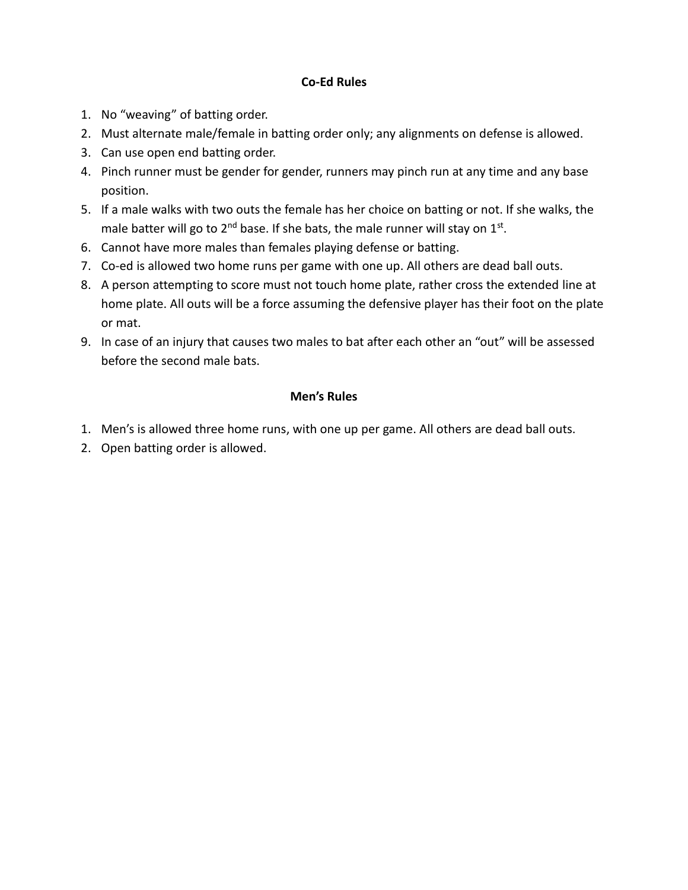**Co-Ed Rules**

1. No "weaving" of batting order.
2. Must alternate male/female in batting order only; any alignments on defense is allowed.
3. Can use open end batting order.
4. Pinch runner must be gender for gender, runners may pinch run at any time and any base position.
5. If a male walks with two outs the female has her choice on batting or not. If she walks, the male batter will go to 2nd base. If she bats, the male runner will stay on 1st.
6. Cannot have more males than females playing defense or batting.
7. Co-ed is allowed two home runs per game with one up. All others are dead ball outs.
8. A person attempting to score must not touch home plate, rather cross the extended line at home plate. All outs will be a force assuming the defensive player has their foot on the plate or mat.
9. In case of an injury that causes two males to bat after each other an "out" will be assessed before the second male bats.

**Men's Rules**

1. Men's is allowed three home runs, with one up per game. All others are dead ball outs.
2. Open batting order is allowed.